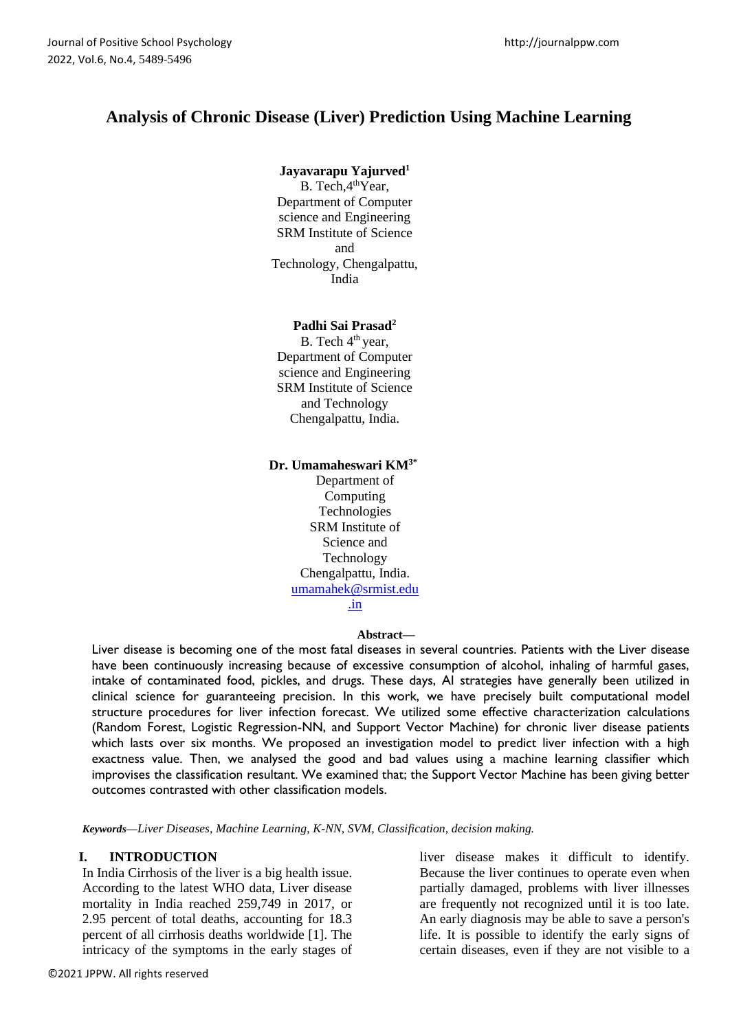# Analysis of Chronic Disease (Liver) Prediction Using Machine Learning

**Jayavarapu Yajurved[1]**
B. Tech, 4th Year,
Department of Computer science and Engineering
SRM Institute of Science and Technology, Chengalpattu, India

**Padhi Sai Prasad[2]**
B. Tech 4th year,
Department of Computer science and Engineering
SRM Institute of Science and Technology
Chengalpattu, India.

**Dr. Umamaheswari KM[3*]**
Department of Computing Technologies
SRM Institute of Science and Technology
Chengalpattu, India.
umamahek@srmist.edu.in

**Abstract—**

Liver disease is becoming one of the most fatal diseases in several countries. Patients with the Liver disease have been continuously increasing because of excessive consumption of alcohol, inhaling of harmful gases, intake of contaminated food, pickles, and drugs. These days, AI strategies have generally been utilized in clinical science for guaranteeing precision. In this work, we have precisely built computational model structure procedures for liver infection forecast. We utilized some effective characterization calculations (Random Forest, Logistic Regression-NN, and Support Vector Machine) for chronic liver disease patients which lasts over six months. We proposed an investigation model to predict liver infection with a high exactness value. Then, we analysed the good and bad values using a machine learning classifier which improvises the classification resultant. We examined that; the Support Vector Machine has been giving better outcomes contrasted with other classification models.

***Keywords—****Liver Diseases, Machine Learning, K-NN, SVM, Classification, decision making.*

## I. INTRODUCTION

In India Cirrhosis of the liver is a big health issue. According to the latest WHO data, Liver disease mortality in India reached 259,749 in 2017, or 2.95 percent of total deaths, accounting for 18.3 percent of all cirrhosis deaths worldwide [1]. The intricacy of the symptoms in the early stages of liver disease makes it difficult to identify. Because the liver continues to operate even when partially damaged, problems with liver illnesses are frequently not recognized until it is too late. An early diagnosis may be able to save a person's life. It is possible to identify the early signs of certain diseases, even if they are not visible to a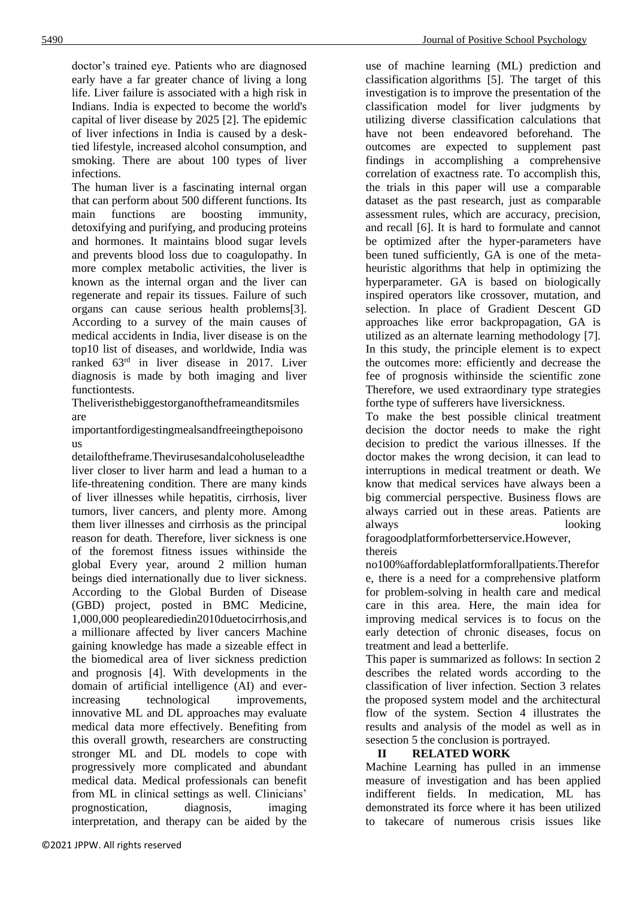doctor's trained eye. Patients who are diagnosed early have a far greater chance of living a long life. Liver failure is associated with a high risk in Indians. India is expected to become the world's capital of liver disease by 2025 [2]. The epidemic of liver infections in India is caused by a desk-tied lifestyle, increased alcohol consumption, and smoking. There are about 100 types of liver infections.

The human liver is a fascinating internal organ that can perform about 500 different functions. Its main functions are boosting immunity, detoxifying and purifying, and producing proteins and hormones. It maintains blood sugar levels and prevents blood loss due to coagulopathy. In more complex metabolic activities, the liver is known as the internal organ and the liver can regenerate and repair its tissues. Failure of such organs can cause serious health problems[3]. According to a survey of the main causes of medical accidents in India, liver disease is on the top10 list of diseases, and worldwide, India was ranked 63rd in liver disease in 2017. Liver diagnosis is made by both imaging and liver functiontests.

Theliveristhebiggestorganoftheframeanditsmiles are importantfordigestingmealsandfreeingthepoisonous detailoftheframe.Thevirusesandalcoholuseleadthe liver closer to liver harm and lead a human to a life-threatening condition. There are many kinds of liver illnesses while hepatitis, cirrhosis, liver tumors, liver cancers, and plenty more. Among them liver illnesses and cirrhosis as the principal reason for death. Therefore, liver sickness is one of the foremost fitness issues withinside the global Every year, around 2 million human beings died internationally due to liver sickness. According to the Global Burden of Disease (GBD) project, posted in BMC Medicine, 1,000,000 peoplearediedin2010duetocirrhosis,and a millionare affected by liver cancers Machine gaining knowledge has made a sizeable effect in the biomedical area of liver sickness prediction and prognosis [4]. With developments in the domain of artificial intelligence (AI) and ever-increasing technological improvements, innovative ML and DL approaches may evaluate medical data more effectively. Benefiting from this overall growth, researchers are constructing stronger ML and DL models to cope with progressively more complicated and abundant medical data. Medical professionals can benefit from ML in clinical settings as well. Clinicians' prognostication, diagnosis, imaging interpretation, and therapy can be aided by the use of machine learning (ML) prediction and classification algorithms [5]. The target of this investigation is to improve the presentation of the classification model for liver judgments by utilizing diverse classification calculations that have not been endeavored beforehand. The outcomes are expected to supplement past findings in accomplishing a comprehensive correlation of exactness rate. To accomplish this, the trials in this paper will use a comparable dataset as the past research, just as comparable assessment rules, which are accuracy, precision, and recall [6]. It is hard to formulate and cannot be optimized after the hyper-parameters have been tuned sufficiently, GA is one of the meta-heuristic algorithms that help in optimizing the hyperparameter. GA is based on biologically inspired operators like crossover, mutation, and selection. In place of Gradient Descent GD approaches like error backpropagation, GA is utilized as an alternate learning methodology [7]. In this study, the principle element is to expect the outcomes more: efficiently and decrease the fee of prognosis withinside the scientific zone Therefore, we used extraordinary type strategies forthe type of sufferers have liversickness.

To make the best possible clinical treatment decision the doctor needs to make the right decision to predict the various illnesses. If the doctor makes the wrong decision, it can lead to interruptions in medical treatment or death. We know that medical services have always been a big commercial perspective. Business flows are always carried out in these areas. Patients are always looking foragoodplatformforbetterservice.However, thereis no100%affordableplatformforallpatients.Therefore, there is a need for a comprehensive platform for problem-solving in health care and medical care in this area. Here, the main idea for improving medical services is to focus on the early detection of chronic diseases, focus on treatment and lead a betterlife.

This paper is summarized as follows: In section 2 describes the related words according to the classification of liver infection. Section 3 relates the proposed system model and the architectural flow of the system. Section 4 illustrates the results and analysis of the model as well as in sesection 5 the conclusion is portrayed.

## II RELATED WORK

Machine Learning has pulled in an immense measure of investigation and has been applied indifferent fields. In medication, ML has demonstrated its force where it has been utilized to takecare of numerous crisis issues like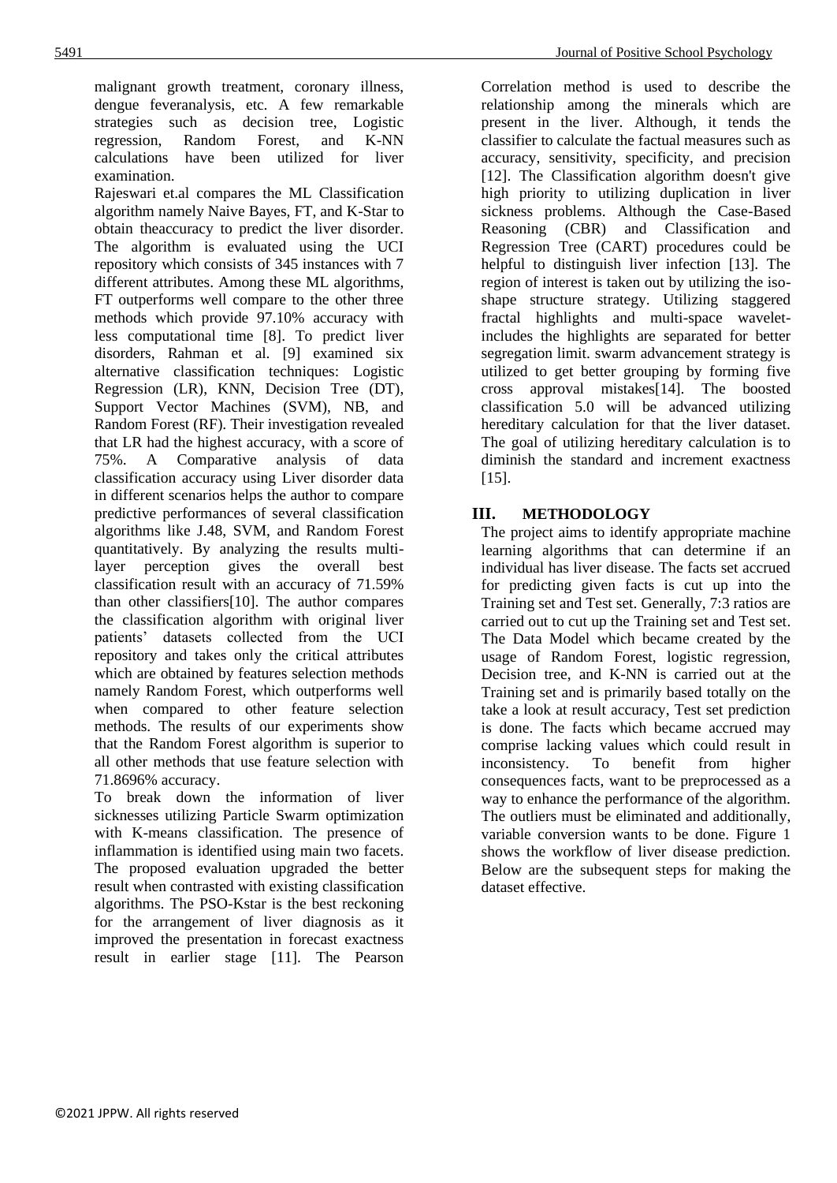malignant growth treatment, coronary illness, dengue feveranalysis, etc. A few remarkable strategies such as decision tree, Logistic regression, Random Forest, and K-NN calculations have been utilized for liver examination.

Rajeswari et.al compares the ML Classification algorithm namely Naive Bayes, FT, and K-Star to obtain theaccuracy to predict the liver disorder. The algorithm is evaluated using the UCI repository which consists of 345 instances with 7 different attributes. Among these ML algorithms, FT outperforms well compare to the other three methods which provide 97.10% accuracy with less computational time [8]. To predict liver disorders, Rahman et al. [9] examined six alternative classification techniques: Logistic Regression (LR), KNN, Decision Tree (DT), Support Vector Machines (SVM), NB, and Random Forest (RF). Their investigation revealed that LR had the highest accuracy, with a score of 75%. A Comparative analysis of data classification accuracy using Liver disorder data in different scenarios helps the author to compare predictive performances of several classification algorithms like J.48, SVM, and Random Forest quantitatively. By analyzing the results multi-layer perception gives the overall best classification result with an accuracy of 71.59% than other classifiers[10]. The author compares the classification algorithm with original liver patients' datasets collected from the UCI repository and takes only the critical attributes which are obtained by features selection methods namely Random Forest, which outperforms well when compared to other feature selection methods. The results of our experiments show that the Random Forest algorithm is superior to all other methods that use feature selection with 71.8696% accuracy.

To break down the information of liver sicknesses utilizing Particle Swarm optimization with K-means classification. The presence of inflammation is identified using main two facets. The proposed evaluation upgraded the better result when contrasted with existing classification algorithms. The PSO-Kstar is the best reckoning for the arrangement of liver diagnosis as it improved the presentation in forecast exactness result in earlier stage [11]. The Pearson Correlation method is used to describe the relationship among the minerals which are present in the liver. Although, it tends the classifier to calculate the factual measures such as accuracy, sensitivity, specificity, and precision [12]. The Classification algorithm doesn't give high priority to utilizing duplication in liver sickness problems. Although the Case-Based Reasoning (CBR) and Classification and Regression Tree (CART) procedures could be helpful to distinguish liver infection [13]. The region of interest is taken out by utilizing the iso-shape structure strategy. Utilizing staggered fractal highlights and multi-space wavelet-includes the highlights are separated for better segregation limit. swarm advancement strategy is utilized to get better grouping by forming five cross approval mistakes[14]. The boosted classification 5.0 will be advanced utilizing hereditary calculation for that the liver dataset. The goal of utilizing hereditary calculation is to diminish the standard and increment exactness [15].

## III. METHODOLOGY

The project aims to identify appropriate machine learning algorithms that can determine if an individual has liver disease. The facts set accrued for predicting given facts is cut up into the Training set and Test set. Generally, 7:3 ratios are carried out to cut up the Training set and Test set. The Data Model which became created by the usage of Random Forest, logistic regression, Decision tree, and K-NN is carried out at the Training set and is primarily based totally on the take a look at result accuracy, Test set prediction is done. The facts which became accrued may comprise lacking values which could result in inconsistency. To benefit from higher consequences facts, want to be preprocessed as a way to enhance the performance of the algorithm. The outliers must be eliminated and additionally, variable conversion wants to be done. Figure 1 shows the workflow of liver disease prediction. Below are the subsequent steps for making the dataset effective.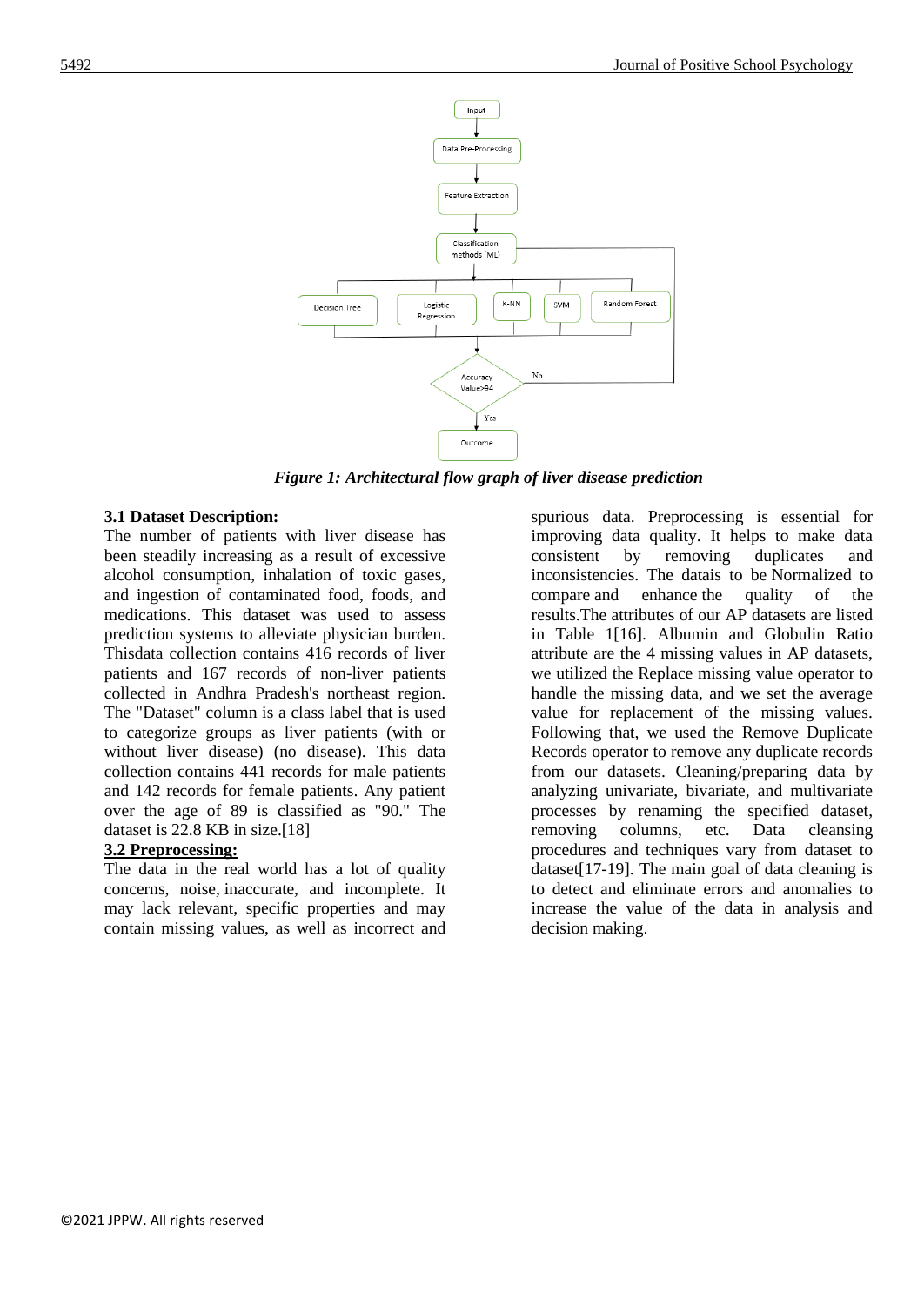*Figure 1: Architectural flow graph of liver disease prediction*

**3.1 Dataset Description:**

The number of patients with liver disease has been steadily increasing as a result of excessive alcohol consumption, inhalation of toxic gases, and ingestion of contaminated food, foods, and medications. This dataset was used to assess prediction systems to alleviate physician burden. Thisdata collection contains 416 records of liver patients and 167 records of non-liver patients collected in Andhra Pradesh's northeast region. The "Dataset" column is a class label that is used to categorize groups as liver patients (with or without liver disease) (no disease). This data collection contains 441 records for male patients and 142 records for female patients. Any patient over the age of 89 is classified as "90." The dataset is 22.8 KB in size.[18]

**3.2 Preprocessing:**

The data in the real world has a lot of quality concerns, noise, inaccurate, and incomplete. It may lack relevant, specific properties and may contain missing values, as well as incorrect and spurious data. Preprocessing is essential for improving data quality. It helps to make data consistent by removing duplicates and inconsistencies. The datais to be Normalized to compare and enhance the quality of the results.The attributes of our AP datasets are listed in Table 1[16]. Albumin and Globulin Ratio attribute are the 4 missing values in AP datasets, we utilized the Replace missing value operator to handle the missing data, and we set the average value for replacement of the missing values. Following that, we used the Remove Duplicate Records operator to remove any duplicate records from our datasets. Cleaning/preparing data by analyzing univariate, bivariate, and multivariate processes by renaming the specified dataset, removing columns, etc. Data cleansing procedures and techniques vary from dataset to dataset[17-19]. The main goal of data cleaning is to detect and eliminate errors and anomalies to increase the value of the data in analysis and decision making.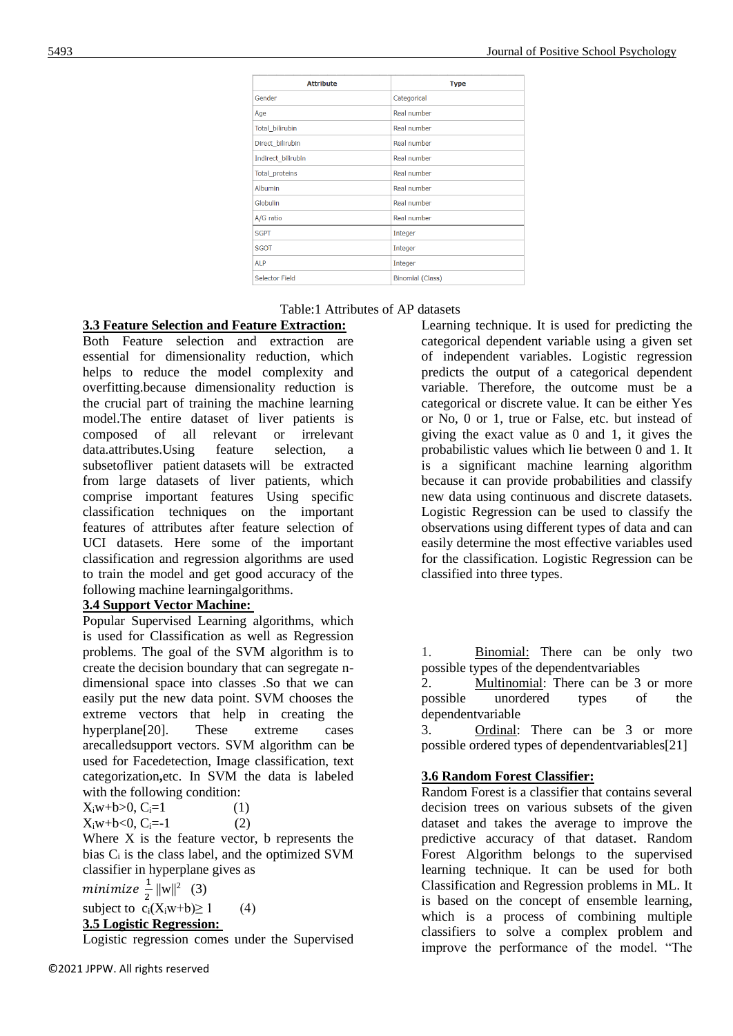| Attribute | Type |
|---|---|
| Gender | Categorical |
| Age | Real number |
| Total_bilirubin | Real number |
| Direct_bilirubin | Real number |
| Indirect_bilirubin | Real number |
| Total_proteins | Real number |
| Albumin | Real number |
| Globulin | Real number |
| A/G ratio | Real number |
| SGPT | Integer |
| SGOT | Integer |
| ALP | Integer |
| Selector Field | Binomial (Class) |

Table:1 Attributes of AP datasets

### 3.3 Feature Selection and Feature Extraction:

Both Feature selection and extraction are essential for dimensionality reduction, which helps to reduce the model complexity and overfitting.because dimensionality reduction is the crucial part of training the machine learning model.The entire dataset of liver patients is composed of all relevant or irrelevant data.attributes.Using feature selection, a subsetofliver patient datasets will be extracted from large datasets of liver patients, which comprise important features Using specific classification techniques on the important features of attributes after feature selection of UCI datasets. Here some of the important classification and regression algorithms are used to train the model and get good accuracy of the following machine learningalgorithms.

### 3.4 Support Vector Machine:

Popular Supervised Learning algorithms, which is used for Classification as well as Regression problems. The goal of the SVM algorithm is to create the decision boundary that can segregate n-dimensional space into classes .So that we can easily put the new data point. SVM chooses the extreme vectors that help in creating the hyperplane[20]. These extreme cases arecalledsupport vectors. SVM algorithm can be used for Facedetection, Image classification, text categorization**,**etc. In SVM the data is labeled with the following condition:

$X_i w+b>0, C_i=1$ (1)

$X_i w+b<0, C_i=-1$ (2)

Where X is the feature vector, b represents the bias $C_i$ is the class label, and the optimized SVM classifier in hyperplane gives as

$minimize\ \frac{1}{2}\|w\|^2$ (3)

subject to $c_i(X_i w+b)\geq 1$ (4)

### 3.5 Logistic Regression:

Logistic regression comes under the Supervised Learning technique. It is used for predicting the categorical dependent variable using a given set of independent variables. Logistic regression predicts the output of a categorical dependent variable. Therefore, the outcome must be a categorical or discrete value. It can be either Yes or No, 0 or 1, true or False, etc. but instead of giving the exact value as 0 and 1, it gives the probabilistic values which lie between 0 and 1. It is a significant machine learning algorithm because it can provide probabilities and classify new data using continuous and discrete datasets. Logistic Regression can be used to classify the observations using different types of data and can easily determine the most effective variables used for the classification. Logistic Regression can be classified into three types.

1. Binomial: There can be only two possible types of the dependentvariables
2. Multinomial: There can be 3 or more possible unordered types of the dependentvariable
3. Ordinal: There can be 3 or more possible ordered types of dependentvariables[21]

### 3.6 Random Forest Classifier:

Random Forest is a classifier that contains several decision trees on various subsets of the given dataset and takes the average to improve the predictive accuracy of that dataset. Random Forest Algorithm belongs to the supervised learning technique. It can be used for both Classification and Regression problems in ML. It is based on the concept of ensemble learning, which is a process of combining multiple classifiers to solve a complex problem and improve the performance of the model. "The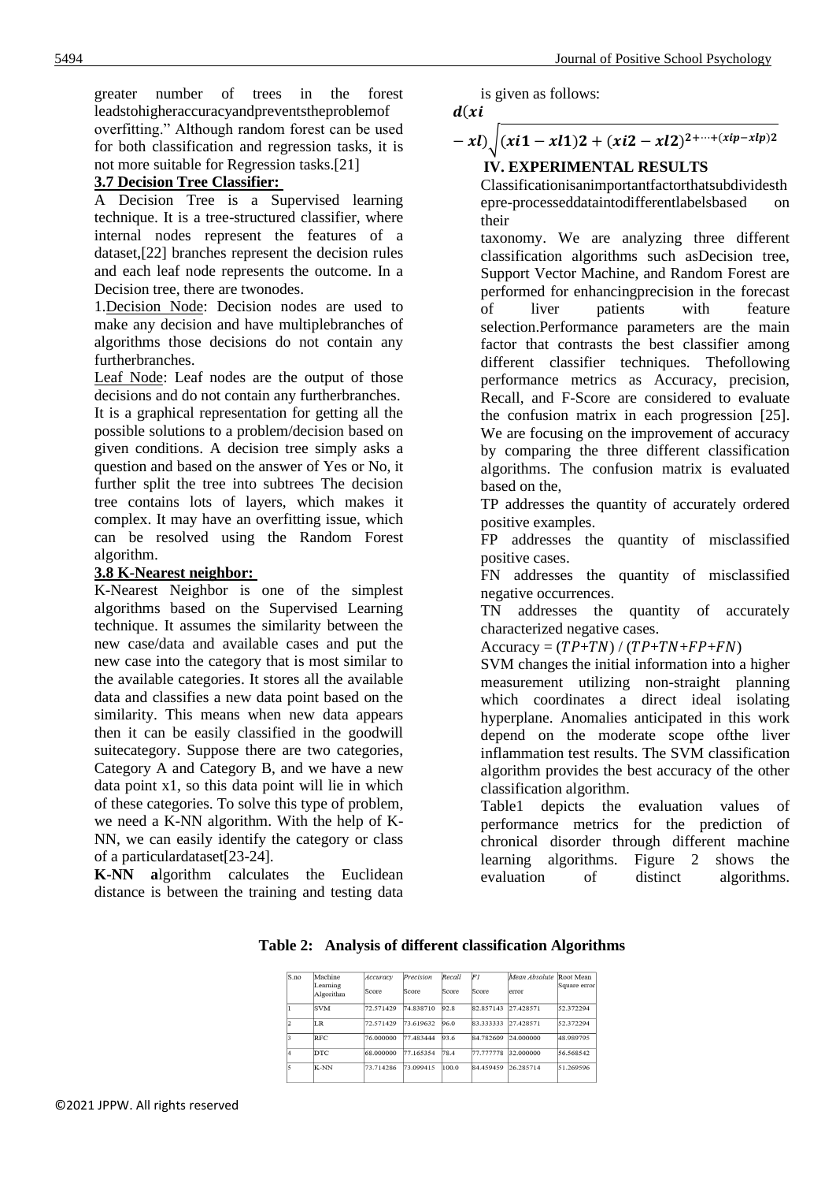greater number of trees in the forest leadstohigheraccuracyandpreventstheproblemof overfitting." Although random forest can be used for both classification and regression tasks, it is not more suitable for Regression tasks.[21]

### 3.7 Decision Tree Classifier:

A Decision Tree is a Supervised learning technique. It is a tree-structured classifier, where internal nodes represent the features of a dataset,[22] branches represent the decision rules and each leaf node represents the outcome. In a Decision tree, there are twonodes.

1. Decision Node: Decision nodes are used to make any decision and have multiplebranches of algorithms those decisions do not contain any furtherbranches.

Leaf Node: Leaf nodes are the output of those decisions and do not contain any furtherbranches.

It is a graphical representation for getting all the possible solutions to a problem/decision based on given conditions. A decision tree simply asks a question and based on the answer of Yes or No, it further split the tree into subtrees The decision tree contains lots of layers, which makes it complex. It may have an overfitting issue, which can be resolved using the Random Forest algorithm.

### 3.8 K-Nearest neighbor:

K-Nearest Neighbor is one of the simplest algorithms based on the Supervised Learning technique. It assumes the similarity between the new case/data and available cases and put the new case into the category that is most similar to the available categories. It stores all the available data and classifies a new data point based on the similarity. This means when new data appears then it can be easily classified in the goodwill suitecategory. Suppose there are two categories, Category A and Category B, and we have a new data point x1, so this data point will lie in which of these categories. To solve this type of problem, we need a K-NN algorithm. With the help of K-NN, we can easily identify the category or class of a particulardataset[23-24].

**K-NN a**lgorithm calculates the Euclidean distance is between the training and testing data is given as follows:

$$d(xi - xl)\sqrt{(xi1 - xl1)2 + (xi2 - xl2)^{2+\cdots+(xip-xlp)2}}$$

## IV. EXPERIMENTAL RESULTS

Classificationisanimportantfactorthatsubdividesthepre-processeddataintodifferentlabelsbased on their taxonomy. We are analyzing three different classification algorithms such asDecision tree, Support Vector Machine, and Random Forest are performed for enhancingprecision in the forecast of liver patients with feature selection.Performance parameters are the main factor that contrasts the best classifier among different classifier techniques. Thefollowing performance metrics as Accuracy, precision, Recall, and F-Score are considered to evaluate the confusion matrix in each progression [25]. We are focusing on the improvement of accuracy by comparing the three different classification algorithms. The confusion matrix is evaluated based on the,

TP addresses the quantity of accurately ordered positive examples.

FP addresses the quantity of misclassified positive cases.

FN addresses the quantity of misclassified negative occurrences.

TN addresses the quantity of accurately characterized negative cases.

Accuracy = $(TP+TN)$ / $(TP+TN+FP+FN)$

SVM changes the initial information into a higher measurement utilizing non-straight planning which coordinates a direct ideal isolating hyperplane. Anomalies anticipated in this work depend on the moderate scope ofthe liver inflammation test results. The SVM classification algorithm provides the best accuracy of the other classification algorithm.

Table1 depicts the evaluation values of performance metrics for the prediction of chronical disorder through different machine learning algorithms. Figure 2 shows the evaluation of distinct algorithms.

**Table 2: Analysis of different classification Algorithms**

| S.no | Machine Learning Algorithm | *Accuracy* Score | *Precision* Score | *Recall* Score | *F1* Score | *Mean Absolute* error | Root Mean Square error |
|---|---|---|---|---|---|---|---|
| 1 | SVM | 72.571429 | 74.838710 | 92.8 | 82.857143 | 27.428571 | 52.372294 |
| 2 | LR | 72.571429 | 73.619632 | 96.0 | 83.333333 | 27.428571 | 52.372294 |
| 3 | RFC | 76.000000 | 77.483444 | 93.6 | 84.782609 | 24.000000 | 48.989795 |
| 4 | DTC | 68.000000 | 77.165354 | 78.4 | 77.777778 | 32.000000 | 56.568542 |
| 5 | K-NN | 73.714286 | 73.099415 | 100.0 | 84.459459 | 26.285714 | 51.269596 |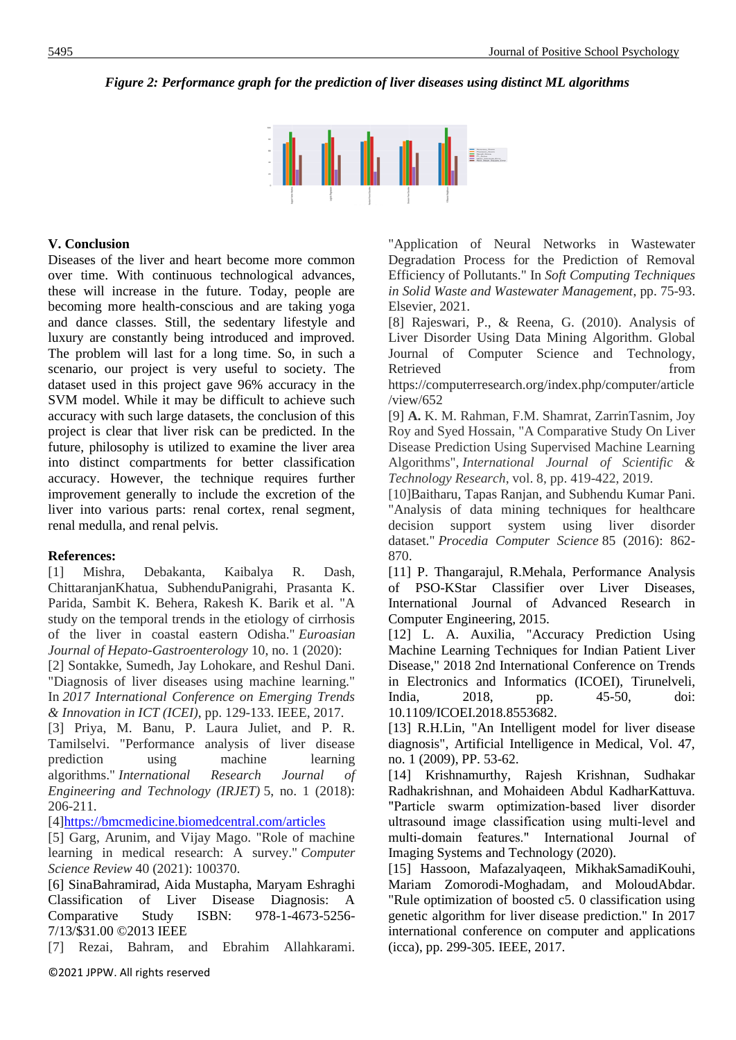*Figure 2: Performance graph for the prediction of liver diseases using distinct ML algorithms*

## V. Conclusion

Diseases of the liver and heart become more common over time. With continuous technological advances, these will increase in the future. Today, people are becoming more health-conscious and are taking yoga and dance classes. Still, the sedentary lifestyle and luxury are constantly being introduced and improved. The problem will last for a long time. So, in such a scenario, our project is very useful to society. The dataset used in this project gave 96% accuracy in the SVM model. While it may be difficult to achieve such accuracy with such large datasets, the conclusion of this project is clear that liver risk can be predicted. In the future, philosophy is utilized to examine the liver area into distinct compartments for better classification accuracy. However, the technique requires further improvement generally to include the excretion of the liver into various parts: renal cortex, renal segment, renal medulla, and renal pelvis.

## References:

[1] Mishra, Debakanta, Kaibalya R. Dash, ChittaranjanKhatua, SubhenduPanigrahi, Prasanta K. Parida, Sambit K. Behera, Rakesh K. Barik et al. "A study on the temporal trends in the etiology of cirrhosis of the liver in coastal eastern Odisha." *Euroasian Journal of Hepato-Gastroenterology* 10, no. 1 (2020):

[2] Sontakke, Sumedh, Jay Lohokare, and Reshul Dani. "Diagnosis of liver diseases using machine learning." In *2017 International Conference on Emerging Trends & Innovation in ICT (ICEI)*, pp. 129-133. IEEE, 2017.

[3] Priya, M. Banu, P. Laura Juliet, and P. R. Tamilselvi. "Performance analysis of liver disease prediction using machine learning algorithms." *International Research Journal of Engineering and Technology (IRJET)* 5, no. 1 (2018): 206-211.

[4]https://bmcmedicine.biomedcentral.com/articles

[5] Garg, Arunim, and Vijay Mago. "Role of machine learning in medical research: A survey." *Computer Science Review* 40 (2021): 100370.

[6] SinaBahramirad, Aida Mustapha, Maryam Eshraghi Classification of Liver Disease Diagnosis: A Comparative Study ISBN: 978-1-4673-5256-7/13/$31.00 ©2013 IEEE

[7] Rezai, Bahram, and Ebrahim Allahkarami. "Application of Neural Networks in Wastewater Degradation Process for the Prediction of Removal Efficiency of Pollutants." In *Soft Computing Techniques in Solid Waste and Wastewater Management*, pp. 75-93. Elsevier, 2021.

[8] Rajeswari, P., & Reena, G. (2010). Analysis of Liver Disorder Using Data Mining Algorithm. Global Journal of Computer Science and Technology, Retrieved from https://computerresearch.org/index.php/computer/article/view/652

[9] **A.** K. M. Rahman, F.M. Shamrat, ZarrinTasnim, Joy Roy and Syed Hossain, "A Comparative Study On Liver Disease Prediction Using Supervised Machine Learning Algorithms", *International Journal of Scientific & Technology Research*, vol. 8, pp. 419-422, 2019.

[10]Baitharu, Tapas Ranjan, and Subhendu Kumar Pani. "Analysis of data mining techniques for healthcare decision support system using liver disorder dataset." *Procedia Computer Science* 85 (2016): 862-870.

[11] P. Thangarajul, R.Mehala, Performance Analysis of PSO-KStar Classifier over Liver Diseases, International Journal of Advanced Research in Computer Engineering, 2015.

[12] L. A. Auxilia, "Accuracy Prediction Using Machine Learning Techniques for Indian Patient Liver Disease," 2018 2nd International Conference on Trends in Electronics and Informatics (ICOEI), Tirunelveli, India, 2018, pp. 45-50, doi: 10.1109/ICOEI.2018.8553682.

[13] R.H.Lin, "An Intelligent model for liver disease diagnosis", Artificial Intelligence in Medical, Vol. 47, no. 1 (2009), PP. 53-62.

[14] Krishnamurthy, Rajesh Krishnan, Sudhakar Radhakrishnan, and Mohaideen Abdul KadharKattuva. "Particle swarm optimization-based liver disorder ultrasound image classification using multi-level and multi-domain features." International Journal of Imaging Systems and Technology (2020).

[15] Hassoon, Mafazalyaqeen, MikhakSamadiKouhi, Mariam Zomorodi-Moghadam, and MoloudAbdar. "Rule optimization of boosted c5. 0 classification using genetic algorithm for liver disease prediction." In 2017 international conference on computer and applications (icca), pp. 299-305. IEEE, 2017.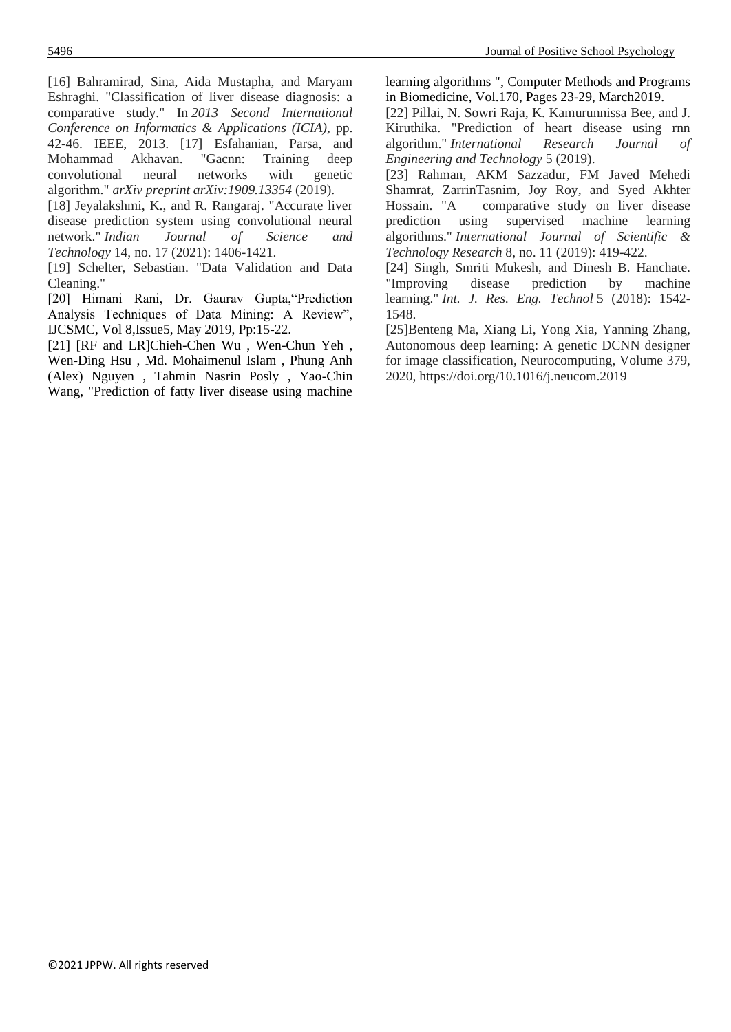[16] Bahramirad, Sina, Aida Mustapha, and Maryam Eshraghi. "Classification of liver disease diagnosis: a comparative study." In *2013 Second International Conference on Informatics & Applications (ICIA)*, pp. 42-46. IEEE, 2013. [17] Esfahanian, Parsa, and Mohammad Akhavan. "Gacnn: Training deep convolutional neural networks with genetic algorithm." *arXiv preprint arXiv:1909.13354* (2019).

[18] Jeyalakshmi, K., and R. Rangaraj. "Accurate liver disease prediction system using convolutional neural network." *Indian Journal of Science and Technology* 14, no. 17 (2021): 1406-1421.

[19] Schelter, Sebastian. "Data Validation and Data Cleaning."

[20] Himani Rani, Dr. Gaurav Gupta,"Prediction Analysis Techniques of Data Mining: A Review", IJCSMC, Vol 8,Issue5, May 2019, Pp:15-22.

[21] [RF and LR]Chieh-Chen Wu , Wen-Chun Yeh , Wen-Ding Hsu , Md. Mohaimenul Islam , Phung Anh (Alex) Nguyen , Tahmin Nasrin Posly , Yao-Chin Wang, "Prediction of fatty liver disease using machine learning algorithms ", Computer Methods and Programs in Biomedicine, Vol.170, Pages 23-29, March2019.

[22] Pillai, N. Sowri Raja, K. Kamurunnissa Bee, and J. Kiruthika. "Prediction of heart disease using rnn algorithm." *International Research Journal of Engineering and Technology* 5 (2019).

[23] Rahman, AKM Sazzadur, FM Javed Mehedi Shamrat, ZarrinTasnim, Joy Roy, and Syed Akhter Hossain. "A comparative study on liver disease prediction using supervised machine learning algorithms." *International Journal of Scientific & Technology Research* 8, no. 11 (2019): 419-422.

[24] Singh, Smriti Mukesh, and Dinesh B. Hanchate. "Improving disease prediction by machine learning." *Int. J. Res. Eng. Technol* 5 (2018): 1542-1548.

[25]Benteng Ma, Xiang Li, Yong Xia, Yanning Zhang, Autonomous deep learning: A genetic DCNN designer for image classification, Neurocomputing, Volume 379, 2020, https://doi.org/10.1016/j.neucom.2019